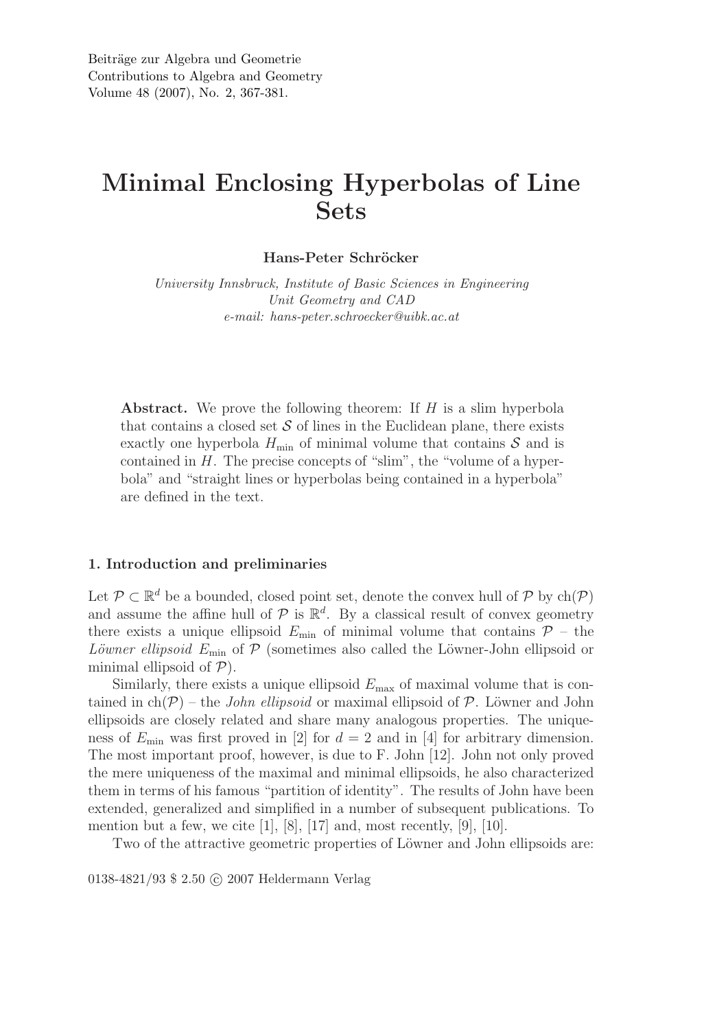# Minimal Enclosing Hyperbolas of Line Sets

**Hans-Peter Schröcker**

*University Innsbruck, Institute of Basic Sciences in Engineering*
*Unit Geometry and CAD*
*e-mail: hans-peter.schroecker@uibk.ac.at*

**Abstract.** We prove the following theorem: If $H$ is a slim hyperbola that contains a closed set $\mathcal{S}$ of lines in the Euclidean plane, there exists exactly one hyperbola $H_{\min}$ of minimal volume that contains $\mathcal{S}$ and is contained in $H$. The precise concepts of "slim", the "volume of a hyperbola" and "straight lines or hyperbolas being contained in a hyperbola" are defined in the text.

## 1. Introduction and preliminaries

Let $\mathcal{P} \subset \mathbb{R}^d$ be a bounded, closed point set, denote the convex hull of $\mathcal{P}$ by $\operatorname{ch}(\mathcal{P})$ and assume the affine hull of $\mathcal{P}$ is $\mathbb{R}^d$. By a classical result of convex geometry there exists a unique ellipsoid $E_{\min}$ of minimal volume that contains $\mathcal{P}$ – the *Löwner ellipsoid* $E_{\min}$ of $\mathcal{P}$ (sometimes also called the Löwner-John ellipsoid or minimal ellipsoid of $\mathcal{P}$).

Similarly, there exists a unique ellipsoid $E_{\max}$ of maximal volume that is contained in $\operatorname{ch}(\mathcal{P})$ – the *John ellipsoid* or maximal ellipsoid of $\mathcal{P}$. Löwner and John ellipsoids are closely related and share many analogous properties. The uniqueness of $E_{\min}$ was first proved in [2] for $d = 2$ and in [4] for arbitrary dimension. The most important proof, however, is due to F. John [12]. John not only proved the mere uniqueness of the maximal and minimal ellipsoids, he also characterized them in terms of his famous "partition of identity". The results of John have been extended, generalized and simplified in a number of subsequent publications. To mention but a few, we cite [1], [8], [17] and, most recently, [9], [10].

Two of the attractive geometric properties of Löwner and John ellipsoids are:

0138-4821/93 \$ 2.50 © 2007 Heldermann Verlag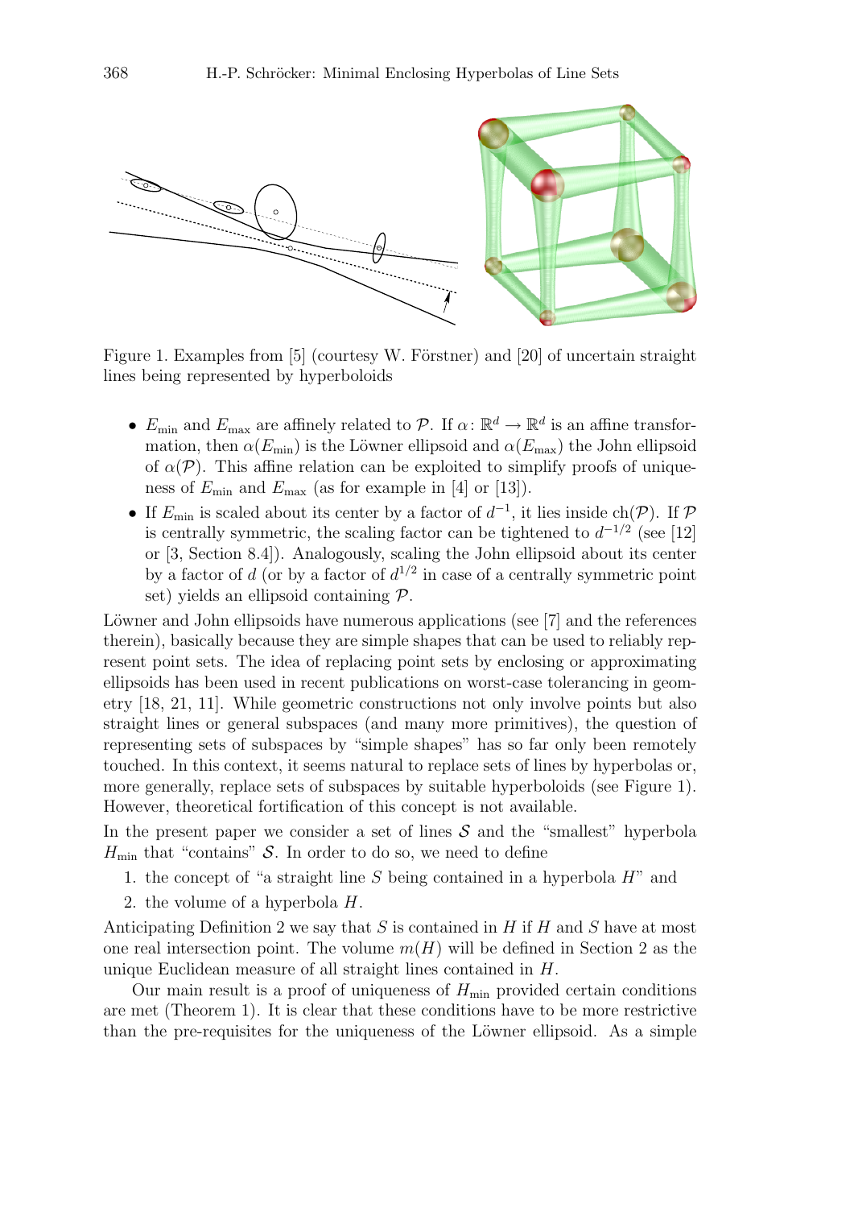Figure 1. Examples from [5] (courtesy W. Förstner) and [20] of uncertain straight lines being represented by hyperboloids

- $E_{\min}$ and $E_{\max}$ are affinely related to $\mathcal{P}$. If $\alpha\colon \mathbb{R}^d \to \mathbb{R}^d$ is an affine transformation, then $\alpha(E_{\min})$ is the Löwner ellipsoid and $\alpha(E_{\max})$ the John ellipsoid of $\alpha(\mathcal{P})$. This affine relation can be exploited to simplify proofs of uniqueness of $E_{\min}$ and $E_{\max}$ (as for example in [4] or [13]).
- If $E_{\min}$ is scaled about its center by a factor of $d^{-1}$, it lies inside $\operatorname{ch}(\mathcal{P})$. If $\mathcal{P}$ is centrally symmetric, the scaling factor can be tightened to $d^{-1/2}$ (see [12] or [3, Section 8.4]). Analogously, scaling the John ellipsoid about its center by a factor of $d$ (or by a factor of $d^{1/2}$ in case of a centrally symmetric point set) yields an ellipsoid containing $\mathcal{P}$.

Löwner and John ellipsoids have numerous applications (see [7] and the references therein), basically because they are simple shapes that can be used to reliably represent point sets. The idea of replacing point sets by enclosing or approximating ellipsoids has been used in recent publications on worst-case tolerancing in geometry [18, 21, 11]. While geometric constructions not only involve points but also straight lines or general subspaces (and many more primitives), the question of representing sets of subspaces by "simple shapes" has so far only been remotely touched. In this context, it seems natural to replace sets of lines by hyperbolas or, more generally, replace sets of subspaces by suitable hyperboloids (see Figure 1). However, theoretical fortification of this concept is not available.

In the present paper we consider a set of lines $\mathcal{S}$ and the "smallest" hyperbola $H_{\min}$ that "contains" $\mathcal{S}$. In order to do so, we need to define

1. the concept of "a straight line $S$ being contained in a hyperbola $H$" and
2. the volume of a hyperbola $H$.

Anticipating Definition 2 we say that $S$ is contained in $H$ if $H$ and $S$ have at most one real intersection point. The volume $m(H)$ will be defined in Section 2 as the unique Euclidean measure of all straight lines contained in $H$.

Our main result is a proof of uniqueness of $H_{\min}$ provided certain conditions are met (Theorem 1). It is clear that these conditions have to be more restrictive than the pre-requisites for the uniqueness of the Löwner ellipsoid. As a simple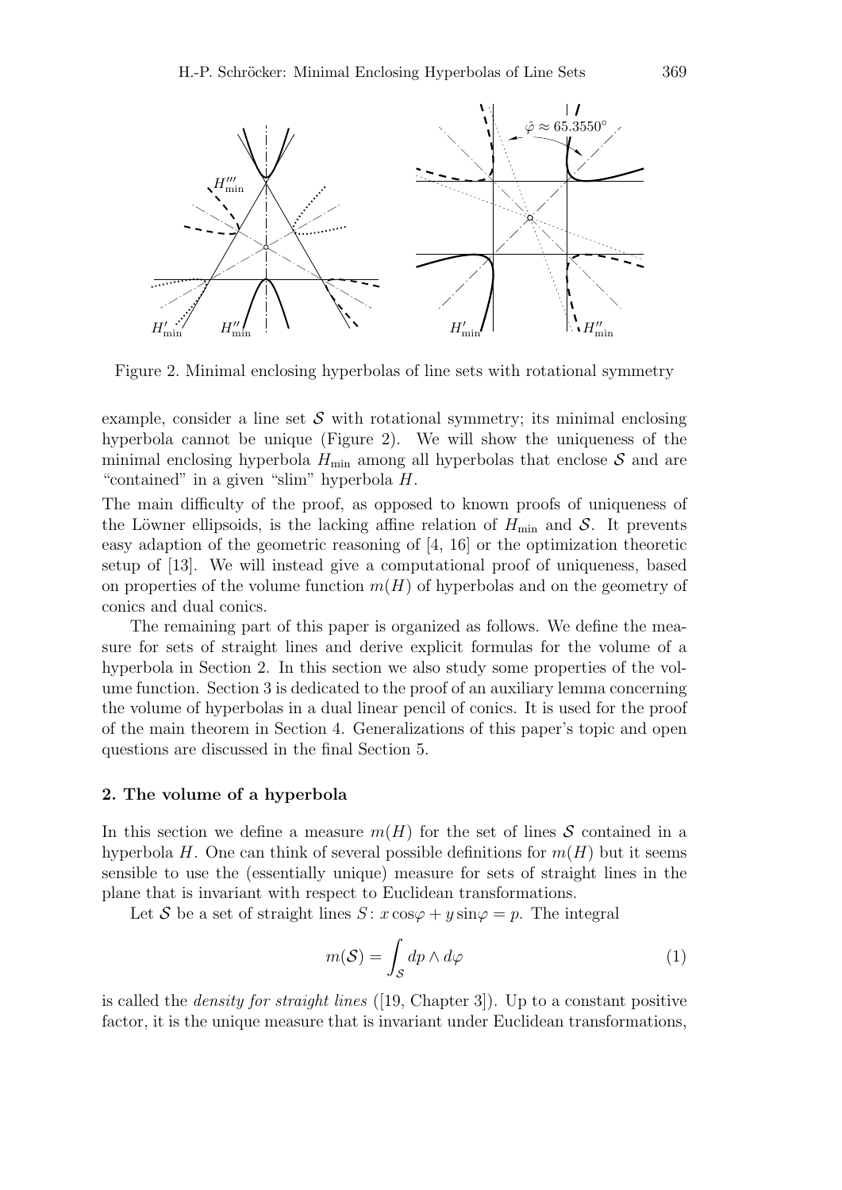Figure 2. Minimal enclosing hyperbolas of line sets with rotational symmetry

example, consider a line set $\mathcal{S}$ with rotational symmetry; its minimal enclosing hyperbola cannot be unique (Figure 2). We will show the uniqueness of the minimal enclosing hyperbola $H_{\min}$ among all hyperbolas that enclose $\mathcal{S}$ and are "contained" in a given "slim" hyperbola $H$.

The main difficulty of the proof, as opposed to known proofs of uniqueness of the Löwner ellipsoids, is the lacking affine relation of $H_{\min}$ and $\mathcal{S}$. It prevents easy adaption of the geometric reasoning of [4, 16] or the optimization theoretic setup of [13]. We will instead give a computational proof of uniqueness, based on properties of the volume function $m(H)$ of hyperbolas and on the geometry of conics and dual conics.

The remaining part of this paper is organized as follows. We define the measure for sets of straight lines and derive explicit formulas for the volume of a hyperbola in Section 2. In this section we also study some properties of the volume function. Section 3 is dedicated to the proof of an auxiliary lemma concerning the volume of hyperbolas in a dual linear pencil of conics. It is used for the proof of the main theorem in Section 4. Generalizations of this paper's topic and open questions are discussed in the final Section 5.

## 2. The volume of a hyperbola

In this section we define a measure $m(H)$ for the set of lines $\mathcal{S}$ contained in a hyperbola $H$. One can think of several possible definitions for $m(H)$ but it seems sensible to use the (essentially unique) measure for sets of straight lines in the plane that is invariant with respect to Euclidean transformations.

Let $\mathcal{S}$ be a set of straight lines $S\colon x\cos\varphi + y\sin\varphi = p$. The integral

$$m(\mathcal{S}) = \int_{\mathcal{S}} dp \wedge d\varphi \tag{1}$$

is called the *density for straight lines* ([19, Chapter 3]). Up to a constant positive factor, it is the unique measure that is invariant under Euclidean transformations,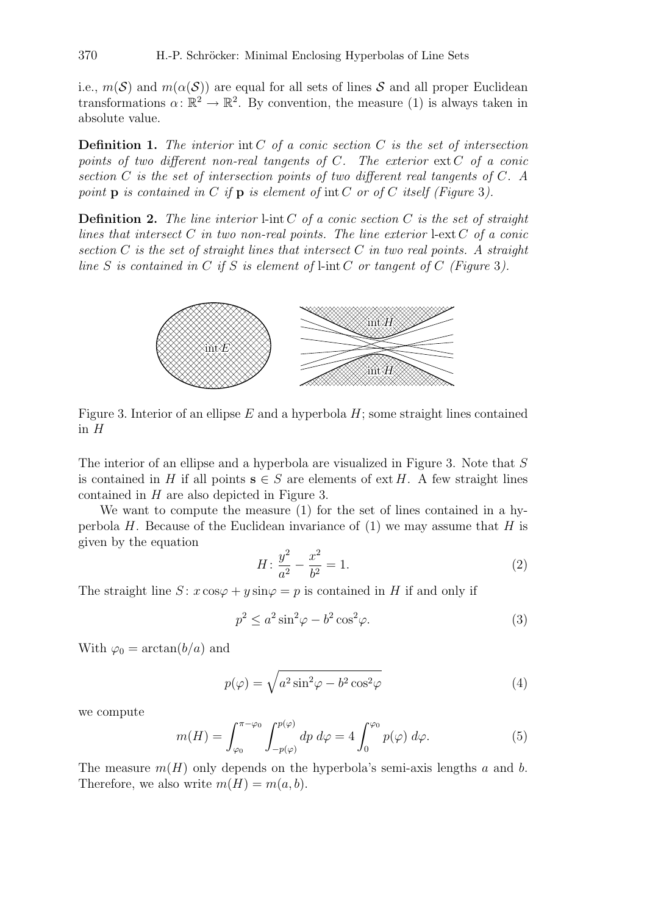i.e., $m(\mathcal{S})$ and $m(\alpha(\mathcal{S}))$ are equal for all sets of lines $\mathcal{S}$ and all proper Euclidean transformations $\alpha\colon \mathbb{R}^2 \to \mathbb{R}^2$. By convention, the measure (1) is always taken in absolute value.

**Definition 1.** *The interior* $\operatorname{int} C$ *of a conic section* $C$ *is the set of intersection points of two different non-real tangents of* $C$*. The exterior* $\operatorname{ext} C$ *of a conic section* $C$ *is the set of intersection points of two different real tangents of* $C$*. A point* $\mathbf{p}$ *is contained in* $C$ *if* $\mathbf{p}$ *is element of* $\operatorname{int} C$ *or of* $C$ *itself (Figure 3).*

**Definition 2.** *The line interior* $\operatorname{l-int} C$ *of a conic section* $C$ *is the set of straight lines that intersect* $C$ *in two non-real points. The line exterior* $\operatorname{l-ext} C$ *of a conic section* $C$ *is the set of straight lines that intersect* $C$ *in two real points. A straight line* $S$ *is contained in* $C$ *if* $S$ *is element of* $\operatorname{l-int} C$ *or tangent of* $C$ *(Figure 3).*

Figure 3. Interior of an ellipse $E$ and a hyperbola $H$; some straight lines contained in $H$

The interior of an ellipse and a hyperbola are visualized in Figure 3. Note that $S$ is contained in $H$ if all points $\mathbf{s} \in S$ are elements of $\operatorname{ext} H$. A few straight lines contained in $H$ are also depicted in Figure 3.

We want to compute the measure (1) for the set of lines contained in a hyperbola $H$. Because of the Euclidean invariance of (1) we may assume that $H$ is given by the equation

$$H\colon \frac{y^2}{a^2} - \frac{x^2}{b^2} = 1. \tag{2}$$

The straight line $S\colon x\cos\varphi + y\sin\varphi = p$ is contained in $H$ if and only if

$$p^2 \le a^2\sin^2\varphi - b^2\cos^2\varphi. \tag{3}$$

With $\varphi_0 = \arctan(b/a)$ and

$$p(\varphi) = \sqrt{a^2\sin^2\varphi - b^2\cos^2\varphi} \tag{4}$$

we compute

$$m(H) = \int_{\varphi_0}^{\pi-\varphi_0} \int_{-p(\varphi)}^{p(\varphi)} dp\; d\varphi = 4\int_0^{\varphi_0} p(\varphi)\; d\varphi. \tag{5}$$

The measure $m(H)$ only depends on the hyperbola's semi-axis lengths $a$ and $b$. Therefore, we also write $m(H) = m(a, b)$.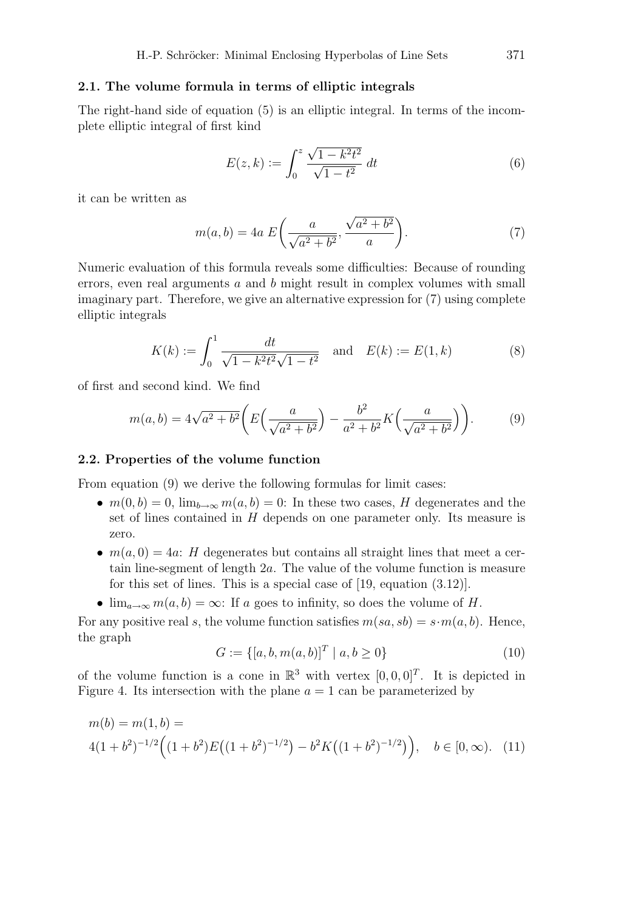### 2.1. The volume formula in terms of elliptic integrals

The right-hand side of equation (5) is an elliptic integral. In terms of the incomplete elliptic integral of first kind

$$E(z,k) := \int_0^z \frac{\sqrt{1-k^2t^2}}{\sqrt{1-t^2}}\, dt \tag{6}$$

it can be written as

$$m(a,b) = 4a\, E\Big(\frac{a}{\sqrt{a^2+b^2}}, \frac{\sqrt{a^2+b^2}}{a}\Big). \tag{7}$$

Numeric evaluation of this formula reveals some difficulties: Because of rounding errors, even real arguments $a$ and $b$ might result in complex volumes with small imaginary part. Therefore, we give an alternative expression for (7) using complete elliptic integrals

$$K(k) := \int_0^1 \frac{dt}{\sqrt{1-k^2t^2}\sqrt{1-t^2}} \quad \text{and} \quad E(k) := E(1,k) \tag{8}$$

of first and second kind. We find

$$m(a,b) = 4\sqrt{a^2+b^2}\Big(E\Big(\frac{a}{\sqrt{a^2+b^2}}\Big) - \frac{b^2}{a^2+b^2}K\Big(\frac{a}{\sqrt{a^2+b^2}}\Big)\Big). \tag{9}$$

### 2.2. Properties of the volume function

From equation (9) we derive the following formulas for limit cases:

- $m(0,b) = 0$, $\lim_{b\to\infty} m(a,b) = 0$: In these two cases, $H$ degenerates and the set of lines contained in $H$ depends on one parameter only. Its measure is zero.
- $m(a,0) = 4a$: $H$ degenerates but contains all straight lines that meet a certain line-segment of length $2a$. The value of the volume function is measure for this set of lines. This is a special case of [19, equation (3.12)].
- $\lim_{a\to\infty} m(a,b) = \infty$: If $a$ goes to infinity, so does the volume of $H$.

For any positive real $s$, the volume function satisfies $m(sa,sb) = s\cdot m(a,b)$. Hence, the graph

$$G := \{[a,b,m(a,b)]^T \mid a,b \geq 0\} \tag{10}$$

of the volume function is a cone in $\mathbb{R}^3$ with vertex $[0,0,0]^T$. It is depicted in Figure 4. Its intersection with the plane $a=1$ can be parameterized by

$$m(b) = m(1,b) = \\ 4(1+b^2)^{-1/2}\Big((1+b^2)E\big((1+b^2)^{-1/2}\big) - b^2K\big((1+b^2)^{-1/2}\big)\Big), \quad b \in [0,\infty). \tag{11}$$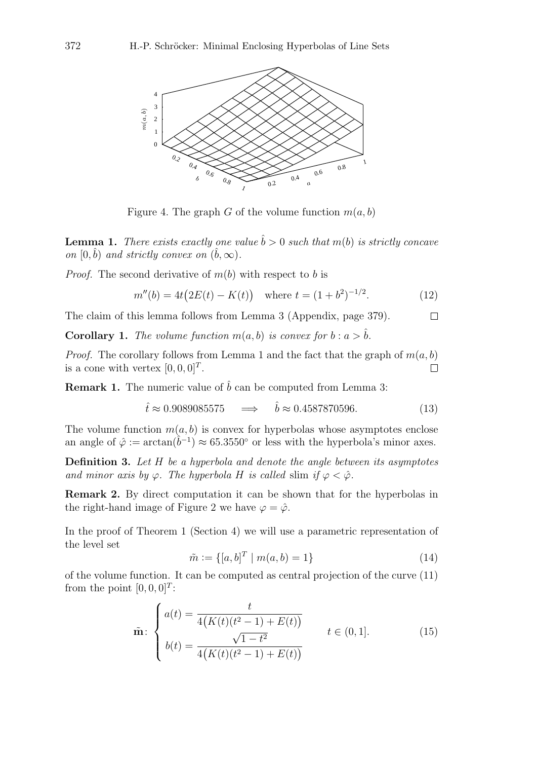Figure 4. The graph $G$ of the volume function $m(a, b)$

**Lemma 1.** *There exists exactly one value $\hat{b} > 0$ such that $m(b)$ is strictly concave on $[0, \hat{b})$ and strictly convex on $(\hat{b}, \infty)$.*

*Proof.* The second derivative of $m(b)$ with respect to $b$ is

$$m''(b) = 4t\big(2E(t) - K(t)\big) \quad \text{where } t = (1 + b^2)^{-1/2}. \tag{12}$$

The claim of this lemma follows from Lemma 3 (Appendix, page 379). $\square$

**Corollary 1.** *The volume function $m(a, b)$ is convex for $b : a > \hat{b}$.*

*Proof.* The corollary follows from Lemma 1 and the fact that the graph of $m(a, b)$ is a cone with vertex $[0, 0, 0]^T$. $\square$

**Remark 1.** The numeric value of $\hat{b}$ can be computed from Lemma 3:

$$\hat{t} \approx 0.9089085575 \quad \Longrightarrow \quad \hat{b} \approx 0.4587870596. \tag{13}$$

The volume function $m(a, b)$ is convex for hyperbolas whose asymptotes enclose an angle of $\hat{\varphi} := \arctan(\hat{b}^{-1}) \approx 65.3550^\circ$ or less with the hyperbola's minor axes.

**Definition 3.** *Let $H$ be a hyperbola and denote the angle between its asymptotes and minor axis by $\varphi$. The hyperbola $H$ is called* slim *if $\varphi < \hat{\varphi}$.*

**Remark 2.** By direct computation it can be shown that for the hyperbolas in the right-hand image of Figure 2 we have $\varphi = \hat{\varphi}$.

In the proof of Theorem 1 (Section 4) we will use a parametric representation of the level set

$$\tilde{m} := \{[a, b]^T \mid m(a, b) = 1\} \tag{14}$$

of the volume function. It can be computed as central projection of the curve (11) from the point $[0, 0, 0]^T$:

$$\tilde{\mathbf{m}}\colon \begin{cases} a(t) = \dfrac{t}{4\big(K(t)(t^2 - 1) + E(t)\big)} \\[2ex] b(t) = \dfrac{\sqrt{1 - t^2}}{4\big(K(t)(t^2 - 1) + E(t)\big)} \end{cases} \qquad t \in (0, 1]. \tag{15}$$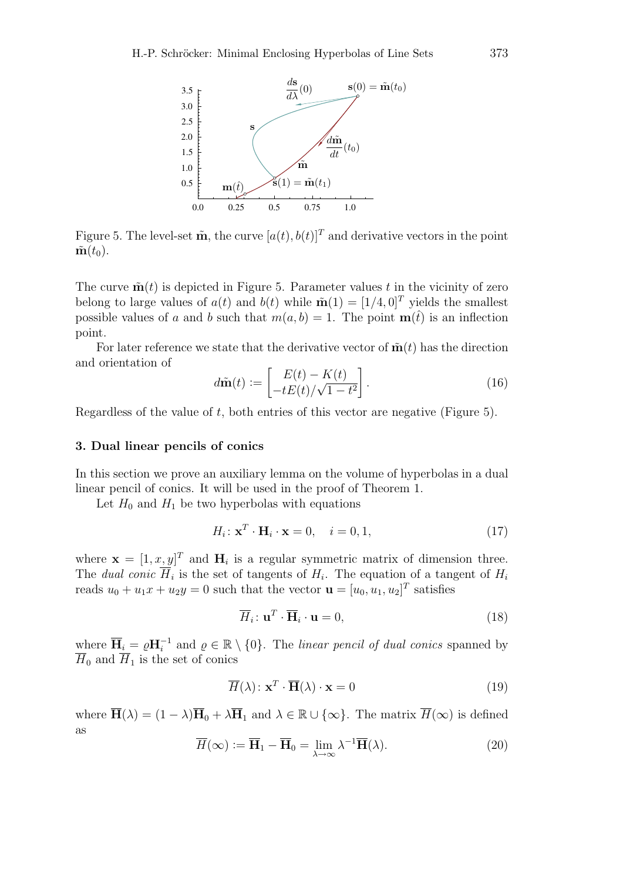Figure 5. The level-set $\tilde{\mathbf{m}}$, the curve $[a(t), b(t)]^T$ and derivative vectors in the point $\tilde{\mathbf{m}}(t_0)$.

The curve $\tilde{\mathbf{m}}(t)$ is depicted in Figure 5. Parameter values $t$ in the vicinity of zero belong to large values of $a(t)$ and $b(t)$ while $\tilde{\mathbf{m}}(1) = [1/4, 0]^T$ yields the smallest possible values of $a$ and $b$ such that $m(a, b) = 1$. The point $\mathbf{m}(\hat{t})$ is an inflection point.

For later reference we state that the derivative vector of $\tilde{\mathbf{m}}(t)$ has the direction and orientation of

$$d\tilde{\mathbf{m}}(t) := \begin{bmatrix} E(t) - K(t) \\ -tE(t)/\sqrt{1-t^2} \end{bmatrix}. \tag{16}$$

Regardless of the value of $t$, both entries of this vector are negative (Figure 5).

## 3. Dual linear pencils of conics

In this section we prove an auxiliary lemma on the volume of hyperbolas in a dual linear pencil of conics. It will be used in the proof of Theorem 1.

Let $H_0$ and $H_1$ be two hyperbolas with equations

$$H_i \colon \mathbf{x}^T \cdot \mathbf{H}_i \cdot \mathbf{x} = 0, \quad i = 0, 1, \tag{17}$$

where $\mathbf{x} = [1, x, y]^T$ and $\mathbf{H}_i$ is a regular symmetric matrix of dimension three. The *dual conic* $\overline{H}_i$ is the set of tangents of $H_i$. The equation of a tangent of $H_i$ reads $u_0 + u_1 x + u_2 y = 0$ such that the vector $\mathbf{u} = [u_0, u_1, u_2]^T$ satisfies

$$\overline{H}_i \colon \mathbf{u}^T \cdot \overline{\mathbf{H}}_i \cdot \mathbf{u} = 0, \tag{18}$$

where $\overline{\mathbf{H}}_i = \varrho \mathbf{H}_i^{-1}$ and $\varrho \in \mathbb{R} \setminus \{0\}$. The *linear pencil of dual conics* spanned by $\overline{H}_0$ and $\overline{H}_1$ is the set of conics

$$\overline{H}(\lambda) \colon \mathbf{x}^T \cdot \overline{\mathbf{H}}(\lambda) \cdot \mathbf{x} = 0 \tag{19}$$

where $\overline{\mathbf{H}}(\lambda) = (1 - \lambda)\overline{\mathbf{H}}_0 + \lambda \overline{\mathbf{H}}_1$ and $\lambda \in \mathbb{R} \cup \{\infty\}$. The matrix $\overline{H}(\infty)$ is defined as

$$\overline{H}(\infty) := \overline{\mathbf{H}}_1 - \overline{\mathbf{H}}_0 = \lim_{\lambda \to \infty} \lambda^{-1} \overline{\mathbf{H}}(\lambda). \tag{20}$$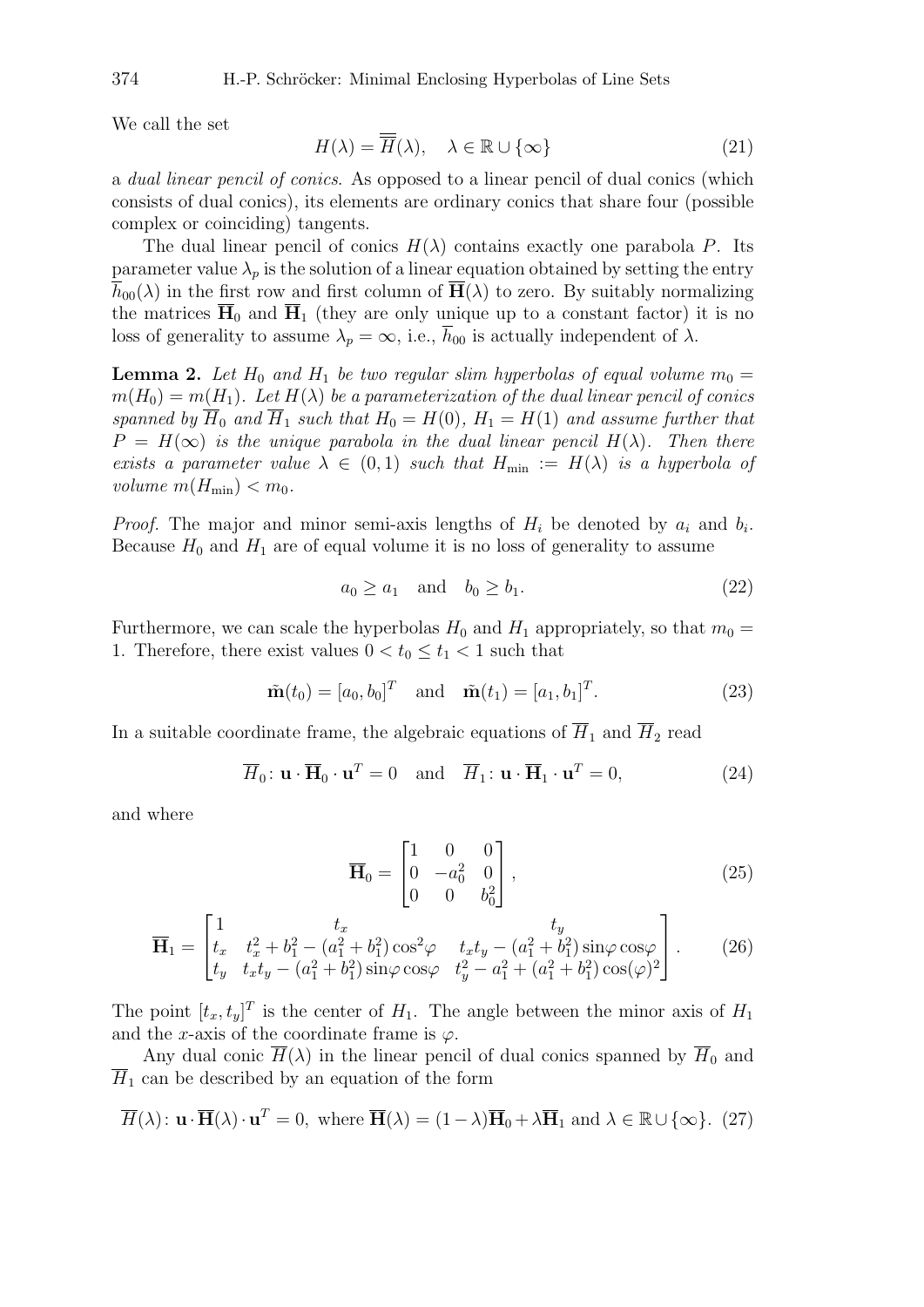We call the set

$$H(\lambda) = \overline{\overline{H}}(\lambda), \quad \lambda \in \mathbb{R} \cup \{\infty\} \tag{21}$$

a *dual linear pencil of conics*. As opposed to a linear pencil of dual conics (which consists of dual conics), its elements are ordinary conics that share four (possible complex or coinciding) tangents.

The dual linear pencil of conics $H(\lambda)$ contains exactly one parabola $P$. Its parameter value $\lambda_p$ is the solution of a linear equation obtained by setting the entry $\overline{h}_{00}(\lambda)$ in the first row and first column of $\overline{\mathbf{H}}(\lambda)$ to zero. By suitably normalizing the matrices $\overline{\mathbf{H}}_0$ and $\overline{\mathbf{H}}_1$ (they are only unique up to a constant factor) it is no loss of generality to assume $\lambda_p = \infty$, i.e., $\overline{h}_{00}$ is actually independent of $\lambda$.

**Lemma 2.** *Let $H_0$ and $H_1$ be two regular slim hyperbolas of equal volume $m_0 = m(H_0) = m(H_1)$. Let $H(\lambda)$ be a parameterization of the dual linear pencil of conics spanned by $\overline{H}_0$ and $\overline{H}_1$ such that $H_0 = H(0)$, $H_1 = H(1)$ and assume further that $P = H(\infty)$ is the unique parabola in the dual linear pencil $H(\lambda)$. Then there exists a parameter value $\lambda \in (0,1)$ such that $H_{\min} := H(\lambda)$ is a hyperbola of volume $m(H_{\min}) < m_0$.*

*Proof.* The major and minor semi-axis lengths of $H_i$ be denoted by $a_i$ and $b_i$. Because $H_0$ and $H_1$ are of equal volume it is no loss of generality to assume

$$a_0 \geq a_1 \quad \text{and} \quad b_0 \geq b_1. \tag{22}$$

Furthermore, we can scale the hyperbolas $H_0$ and $H_1$ appropriately, so that $m_0 = 1$. Therefore, there exist values $0 < t_0 \leq t_1 < 1$ such that

$$\tilde{\mathbf{m}}(t_0) = [a_0, b_0]^T \quad \text{and} \quad \tilde{\mathbf{m}}(t_1) = [a_1, b_1]^T. \tag{23}$$

In a suitable coordinate frame, the algebraic equations of $\overline{H}_1$ and $\overline{H}_2$ read

$$\overline{H}_0 \colon \mathbf{u} \cdot \overline{\mathbf{H}}_0 \cdot \mathbf{u}^T = 0 \quad \text{and} \quad \overline{H}_1 \colon \mathbf{u} \cdot \overline{\mathbf{H}}_1 \cdot \mathbf{u}^T = 0, \tag{24}$$

and where

$$\overline{\mathbf{H}}_0 = \begin{bmatrix} 1 & 0 & 0 \\ 0 & -a_0^2 & 0 \\ 0 & 0 & b_0^2 \end{bmatrix}, \tag{25}$$

$$\overline{\mathbf{H}}_1 = \begin{bmatrix} 1 & t_x & t_y \\ t_x & t_x^2 + b_1^2 - (a_1^2 + b_1^2)\cos^2\varphi & t_x t_y - (a_1^2 + b_1^2)\sin\varphi\cos\varphi \\ t_y & t_x t_y - (a_1^2 + b_1^2)\sin\varphi\cos\varphi & t_y^2 - a_1^2 + (a_1^2 + b_1^2)\cos(\varphi)^2 \end{bmatrix}. \tag{26}$$

The point $[t_x, t_y]^T$ is the center of $H_1$. The angle between the minor axis of $H_1$ and the $x$-axis of the coordinate frame is $\varphi$.

Any dual conic $\overline{H}(\lambda)$ in the linear pencil of dual conics spanned by $\overline{H}_0$ and $\overline{H}_1$ can be described by an equation of the form

$$\overline{H}(\lambda) \colon \mathbf{u} \cdot \overline{\mathbf{H}}(\lambda) \cdot \mathbf{u}^T = 0, \text{ where } \overline{\mathbf{H}}(\lambda) = (1-\lambda)\overline{\mathbf{H}}_0 + \lambda\overline{\mathbf{H}}_1 \text{ and } \lambda \in \mathbb{R} \cup \{\infty\}. \tag{27}$$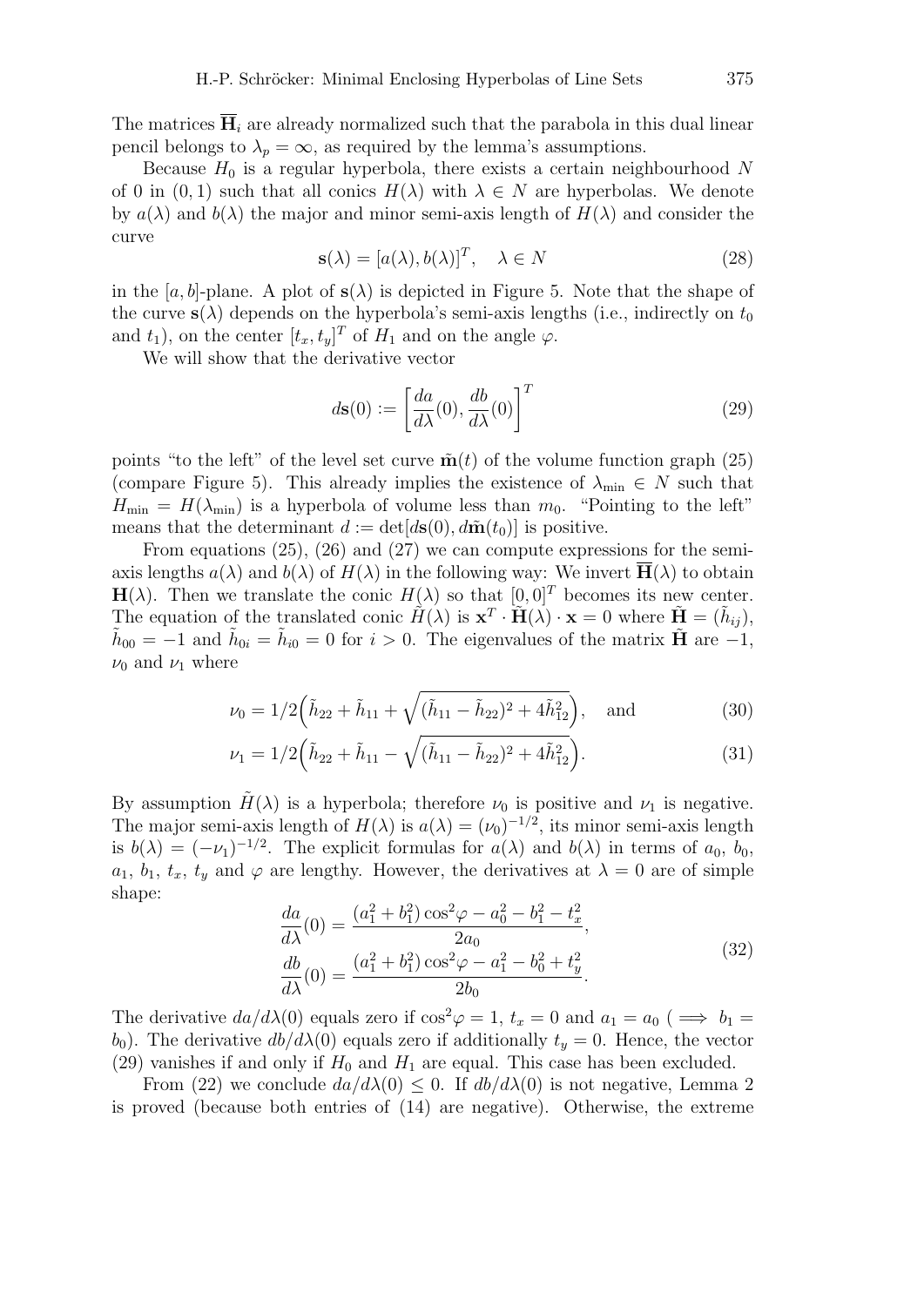The matrices $\overline{\mathbf{H}}_i$ are already normalized such that the parabola in this dual linear pencil belongs to $\lambda_p = \infty$, as required by the lemma's assumptions.

Because $H_0$ is a regular hyperbola, there exists a certain neighbourhood $N$ of 0 in $(0, 1)$ such that all conics $H(\lambda)$ with $\lambda \in N$ are hyperbolas. We denote by $a(\lambda)$ and $b(\lambda)$ the major and minor semi-axis length of $H(\lambda)$ and consider the curve

$$\mathbf{s}(\lambda) = [a(\lambda), b(\lambda)]^T, \quad \lambda \in N \tag{28}$$

in the $[a, b]$-plane. A plot of $\mathbf{s}(\lambda)$ is depicted in Figure 5. Note that the shape of the curve $\mathbf{s}(\lambda)$ depends on the hyperbola's semi-axis lengths (i.e., indirectly on $t_0$ and $t_1$), on the center $[t_x, t_y]^T$ of $H_1$ and on the angle $\varphi$.

We will show that the derivative vector

$$d\mathbf{s}(0) := \left[\frac{da}{d\lambda}(0), \frac{db}{d\lambda}(0)\right]^T \tag{29}$$

points "to the left" of the level set curve $\tilde{\mathbf{m}}(t)$ of the volume function graph (25) (compare Figure 5). This already implies the existence of $\lambda_{\min} \in N$ such that $H_{\min} = H(\lambda_{\min})$ is a hyperbola of volume less than $m_0$. "Pointing to the left" means that the determinant $d := \det[d\mathbf{s}(0), d\tilde{\mathbf{m}}(t_0)]$ is positive.

From equations (25), (26) and (27) we can compute expressions for the semi-axis lengths $a(\lambda)$ and $b(\lambda)$ of $H(\lambda)$ in the following way: We invert $\overline{\mathbf{H}}(\lambda)$ to obtain $\mathbf{H}(\lambda)$. Then we translate the conic $H(\lambda)$ so that $[0, 0]^T$ becomes its new center. The equation of the translated conic $\tilde{H}(\lambda)$ is $\mathbf{x}^T \cdot \tilde{\mathbf{H}}(\lambda) \cdot \mathbf{x} = 0$ where $\tilde{\mathbf{H}} = (\tilde{h}_{ij})$, $\tilde{h}_{00} = -1$ and $\tilde{h}_{0i} = \tilde{h}_{i0} = 0$ for $i > 0$. The eigenvalues of the matrix $\tilde{\mathbf{H}}$ are $-1$, $\nu_0$ and $\nu_1$ where

$$\nu_0 = 1/2\Big(\tilde{h}_{22} + \tilde{h}_{11} + \sqrt{(\tilde{h}_{11} - \tilde{h}_{22})^2 + 4\tilde{h}_{12}^2}\Big), \quad \text{and} \tag{30}$$

$$\nu_1 = 1/2\Big(\tilde{h}_{22} + \tilde{h}_{11} - \sqrt{(\tilde{h}_{11} - \tilde{h}_{22})^2 + 4\tilde{h}_{12}^2}\Big). \tag{31}$$

By assumption $\tilde{H}(\lambda)$ is a hyperbola; therefore $\nu_0$ is positive and $\nu_1$ is negative. The major semi-axis length of $H(\lambda)$ is $a(\lambda) = (\nu_0)^{-1/2}$, its minor semi-axis length is $b(\lambda) = (-\nu_1)^{-1/2}$. The explicit formulas for $a(\lambda)$ and $b(\lambda)$ in terms of $a_0$, $b_0$, $a_1$, $b_1$, $t_x$, $t_y$ and $\varphi$ are lengthy. However, the derivatives at $\lambda = 0$ are of simple shape:

$$\begin{aligned}
\frac{da}{d\lambda}(0) &= \frac{(a_1^2 + b_1^2)\cos^2\varphi - a_0^2 - b_1^2 - t_x^2}{2a_0}, \\
\frac{db}{d\lambda}(0) &= \frac{(a_1^2 + b_1^2)\cos^2\varphi - a_1^2 - b_0^2 + t_y^2}{2b_0}.
\end{aligned} \tag{32}$$

The derivative $da/d\lambda(0)$ equals zero if $\cos^2\varphi = 1$, $t_x = 0$ and $a_1 = a_0$ ( $\implies b_1 = b_0$). The derivative $db/d\lambda(0)$ equals zero if additionally $t_y = 0$. Hence, the vector (29) vanishes if and only if $H_0$ and $H_1$ are equal. This case has been excluded.

From (22) we conclude $da/d\lambda(0) \leq 0$. If $db/d\lambda(0)$ is not negative, Lemma 2 is proved (because both entries of (14) are negative). Otherwise, the extreme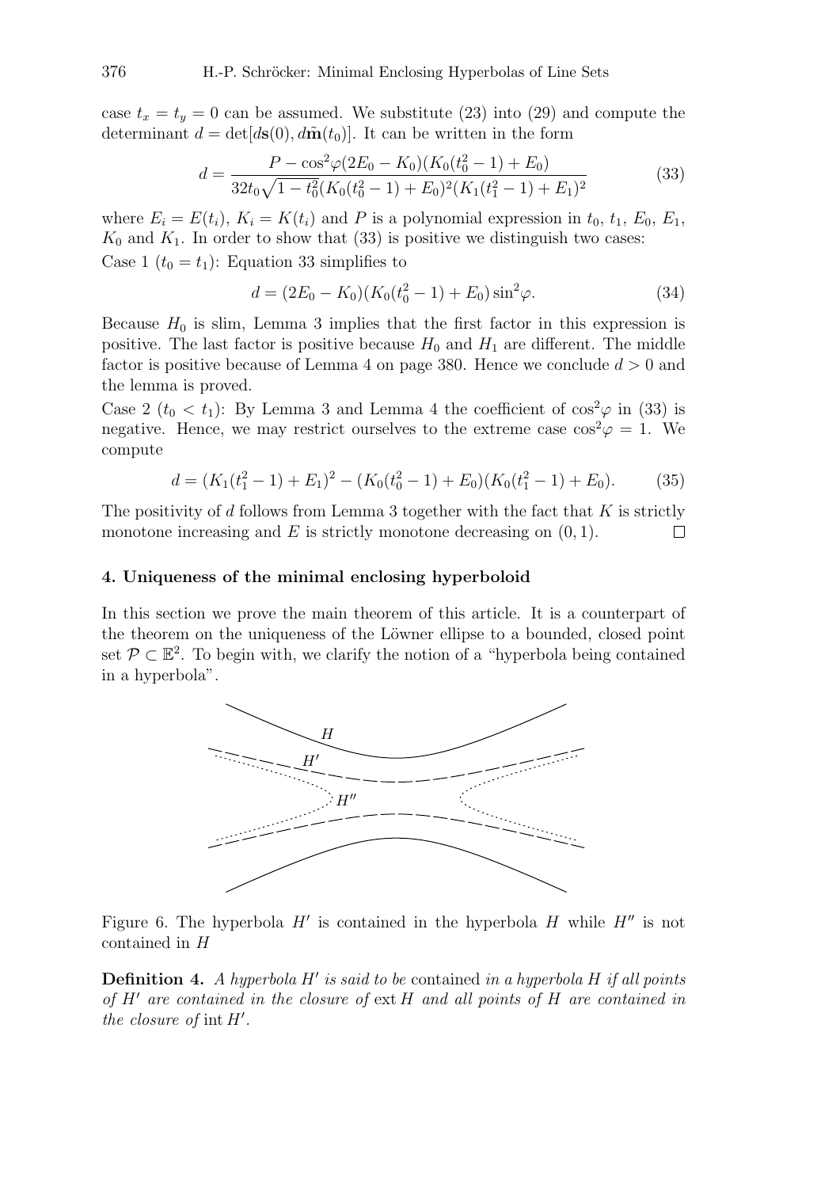case $t_x = t_y = 0$ can be assumed. We substitute (23) into (29) and compute the determinant $d = \det[d\mathbf{s}(0), d\tilde{\mathbf{m}}(t_0)]$. It can be written in the form

$$d = \frac{P - \cos^2\varphi(2E_0 - K_0)(K_0(t_0^2 - 1) + E_0)}{32t_0\sqrt{1 - t_0^2}(K_0(t_0^2 - 1) + E_0)^2(K_1(t_1^2 - 1) + E_1)^2} \tag{33}$$

where $E_i = E(t_i)$, $K_i = K(t_i)$ and $P$ is a polynomial expression in $t_0$, $t_1$, $E_0$, $E_1$, $K_0$ and $K_1$. In order to show that (33) is positive we distinguish two cases:

Case 1 ($t_0 = t_1$): Equation 33 simplifies to

$$d = (2E_0 - K_0)(K_0(t_0^2 - 1) + E_0)\sin^2\varphi. \tag{34}$$

Because $H_0$ is slim, Lemma 3 implies that the first factor in this expression is positive. The last factor is positive because $H_0$ and $H_1$ are different. The middle factor is positive because of Lemma 4 on page 380. Hence we conclude $d > 0$ and the lemma is proved.

Case 2 ($t_0 < t_1$): By Lemma 3 and Lemma 4 the coefficient of $\cos^2\varphi$ in (33) is negative. Hence, we may restrict ourselves to the extreme case $\cos^2\varphi = 1$. We compute

$$d = (K_1(t_1^2 - 1) + E_1)^2 - (K_0(t_0^2 - 1) + E_0)(K_0(t_1^2 - 1) + E_0). \tag{35}$$

The positivity of $d$ follows from Lemma 3 together with the fact that $K$ is strictly monotone increasing and $E$ is strictly monotone decreasing on $(0, 1)$. □

## 4. Uniqueness of the minimal enclosing hyperboloid

In this section we prove the main theorem of this article. It is a counterpart of the theorem on the uniqueness of the Löwner ellipse to a bounded, closed point set $\mathcal{P} \subset \mathbb{E}^2$. To begin with, we clarify the notion of a "hyperbola being contained in a hyperbola".

Figure 6. The hyperbola $H'$ is contained in the hyperbola $H$ while $H''$ is not contained in $H$

**Definition 4.** *A hyperbola $H'$ is said to be* contained *in a hyperbola $H$ if all points of $H'$ are contained in the closure of* $\operatorname{ext} H$ *and all points of $H$ are contained in the closure of* $\operatorname{int} H'$.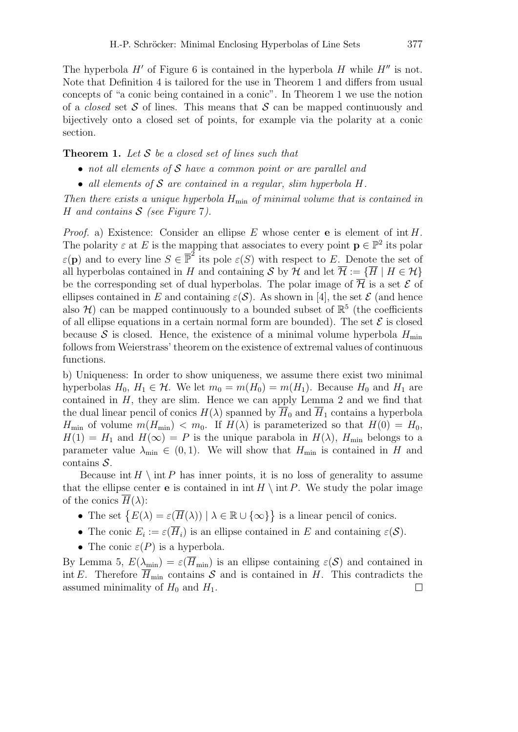The hyperbola $H'$ of Figure 6 is contained in the hyperbola $H$ while $H''$ is not. Note that Definition 4 is tailored for the use in Theorem 1 and differs from usual concepts of "a conic being contained in a conic". In Theorem 1 we use the notion of a *closed* set $\mathcal{S}$ of lines. This means that $\mathcal{S}$ can be mapped continuously and bijectively onto a closed set of points, for example via the polarity at a conic section.

**Theorem 1.** *Let $\mathcal{S}$ be a closed set of lines such that*

- *not all elements of $\mathcal{S}$ have a common point or are parallel and*
- *all elements of $\mathcal{S}$ are contained in a regular, slim hyperbola $H$.*

*Then there exists a unique hyperbola $H_{\min}$ of minimal volume that is contained in $H$ and contains $\mathcal{S}$ (see Figure 7).*

*Proof.* a) Existence: Consider an ellipse $E$ whose center $\mathbf{e}$ is element of $\operatorname{int} H$. The polarity $\varepsilon$ at $E$ is the mapping that associates to every point $\mathbf{p} \in \mathbb{P}^2$ its polar $\varepsilon(\mathbf{p})$ and to every line $S \in \overline{\mathbb{P}}^2$ its pole $\varepsilon(S)$ with respect to $E$. Denote the set of all hyperbolas contained in $H$ and containing $\mathcal{S}$ by $\mathcal{H}$ and let $\overline{\mathcal{H}} := \{\overline{H} \mid H \in \mathcal{H}\}$ be the corresponding set of dual hyperbolas. The polar image of $\overline{\mathcal{H}}$ is a set $\mathcal{E}$ of ellipses contained in $E$ and containing $\varepsilon(\mathcal{S})$. As shown in [4], the set $\mathcal{E}$ (and hence also $\mathcal{H}$) can be mapped continuously to a bounded subset of $\mathbb{R}^5$ (the coefficients of all ellipse equations in a certain normal form are bounded). The set $\mathcal{E}$ is closed because $\mathcal{S}$ is closed. Hence, the existence of a minimal volume hyperbola $H_{\min}$ follows from Weierstrass' theorem on the existence of extremal values of continuous functions.

b) Uniqueness: In order to show uniqueness, we assume there exist two minimal hyperbolas $H_0$, $H_1 \in \mathcal{H}$. We let $m_0 = m(H_0) = m(H_1)$. Because $H_0$ and $H_1$ are contained in $H$, they are slim. Hence we can apply Lemma 2 and we find that the dual linear pencil of conics $H(\lambda)$ spanned by $\overline{H}_0$ and $\overline{H}_1$ contains a hyperbola $H_{\min}$ of volume $m(H_{\min}) < m_0$. If $H(\lambda)$ is parameterized so that $H(0) = H_0$, $H(1) = H_1$ and $H(\infty) = P$ is the unique parabola in $H(\lambda)$, $H_{\min}$ belongs to a parameter value $\lambda_{\min} \in (0,1)$. We will show that $H_{\min}$ is contained in $H$ and contains $\mathcal{S}$.

Because $\operatorname{int} H \setminus \operatorname{int} P$ has inner points, it is no loss of generality to assume that the ellipse center $\mathbf{e}$ is contained in $\operatorname{int} H \setminus \operatorname{int} P$. We study the polar image of the conics $\overline{H}(\lambda)$:

- The set $\{E(\lambda) = \varepsilon(\overline{H}(\lambda)) \mid \lambda \in \mathbb{R} \cup \{\infty\}\}$ is a linear pencil of conics.
- The conic $E_i := \varepsilon(\overline{H}_i)$ is an ellipse contained in $E$ and containing $\varepsilon(\mathcal{S})$.
- The conic $\varepsilon(P)$ is a hyperbola.

By Lemma 5, $E(\lambda_{\min}) = \varepsilon(\overline{H}_{\min})$ is an ellipse containing $\varepsilon(\mathcal{S})$ and contained in $\operatorname{int} E$. Therefore $\overline{H}_{\min}$ contains $\mathcal{S}$ and is contained in $H$. This contradicts the assumed minimality of $H_0$ and $H_1$. $\square$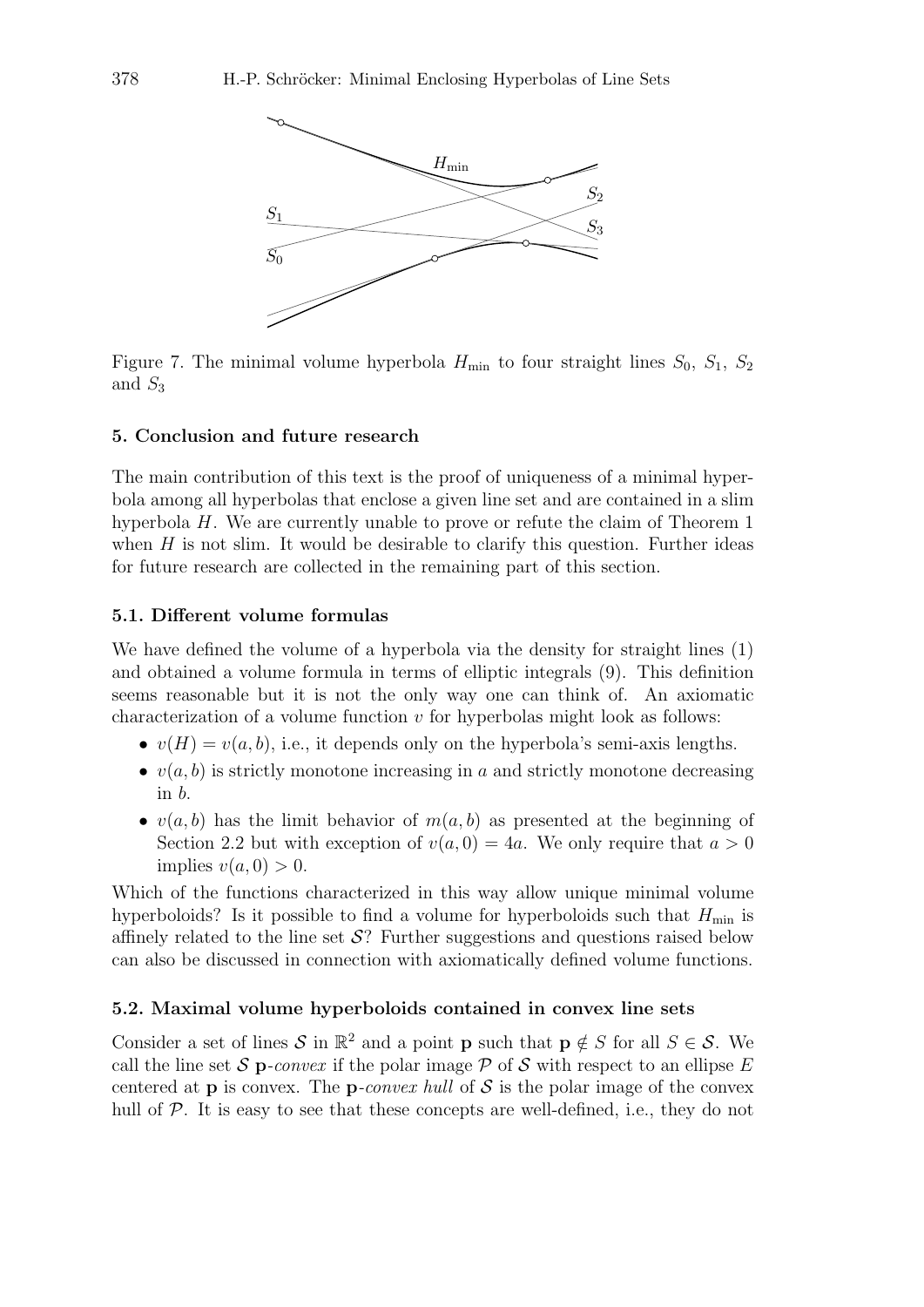Figure 7. The minimal volume hyperbola $H_{\min}$ to four straight lines $S_0$, $S_1$, $S_2$ and $S_3$

### 5. Conclusion and future research

The main contribution of this text is the proof of uniqueness of a minimal hyperbola among all hyperbolas that enclose a given line set and are contained in a slim hyperbola $H$. We are currently unable to prove or refute the claim of Theorem 1 when $H$ is not slim. It would be desirable to clarify this question. Further ideas for future research are collected in the remaining part of this section.

#### 5.1. Different volume formulas

We have defined the volume of a hyperbola via the density for straight lines (1) and obtained a volume formula in terms of elliptic integrals (9). This definition seems reasonable but it is not the only way one can think of. An axiomatic characterization of a volume function $v$ for hyperbolas might look as follows:

- $v(H) = v(a, b)$, i.e., it depends only on the hyperbola's semi-axis lengths.
- $v(a, b)$ is strictly monotone increasing in $a$ and strictly monotone decreasing in $b$.
- $v(a, b)$ has the limit behavior of $m(a, b)$ as presented at the beginning of Section 2.2 but with exception of $v(a, 0) = 4a$. We only require that $a > 0$ implies $v(a, 0) > 0$.

Which of the functions characterized in this way allow unique minimal volume hyperboloids? Is it possible to find a volume for hyperboloids such that $H_{\min}$ is affinely related to the line set $\mathcal{S}$? Further suggestions and questions raised below can also be discussed in connection with axiomatically defined volume functions.

#### 5.2. Maximal volume hyperboloids contained in convex line sets

Consider a set of lines $\mathcal{S}$ in $\mathbb{R}^2$ and a point $\mathbf{p}$ such that $\mathbf{p} \notin S$ for all $S \in \mathcal{S}$. We call the line set $\mathcal{S}$ **p**-*convex* if the polar image $\mathcal{P}$ of $\mathcal{S}$ with respect to an ellipse $E$ centered at $\mathbf{p}$ is convex. The **p**-*convex hull* of $\mathcal{S}$ is the polar image of the convex hull of $\mathcal{P}$. It is easy to see that these concepts are well-defined, i.e., they do not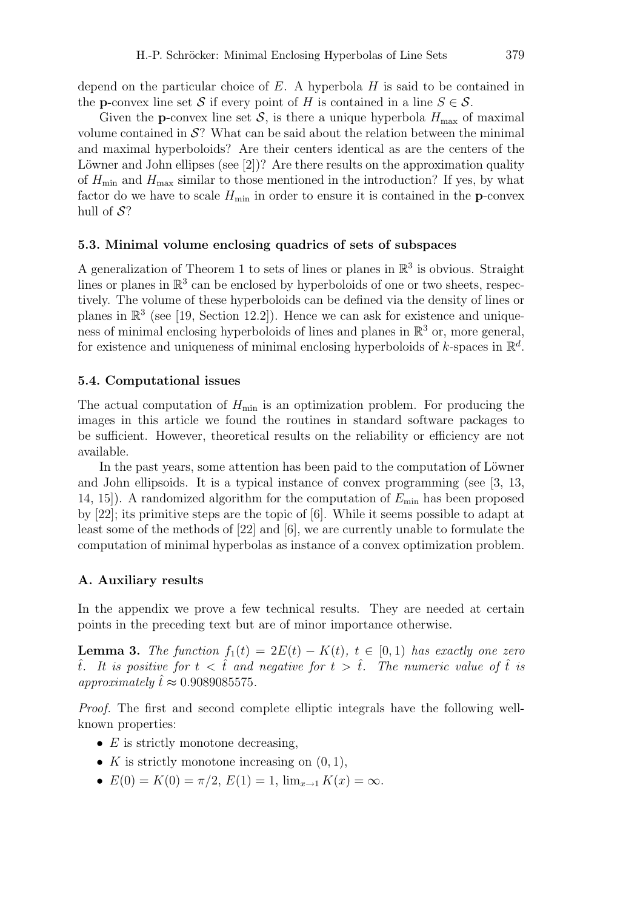depend on the particular choice of $E$. A hyperbola $H$ is said to be contained in the $\mathbf{p}$-convex line set $\mathcal{S}$ if every point of $H$ is contained in a line $S \in \mathcal{S}$.

Given the $\mathbf{p}$-convex line set $\mathcal{S}$, is there a unique hyperbola $H_{\max}$ of maximal volume contained in $\mathcal{S}$? What can be said about the relation between the minimal and maximal hyperboloids? Are their centers identical as are the centers of the Löwner and John ellipses (see [2])? Are there results on the approximation quality of $H_{\min}$ and $H_{\max}$ similar to those mentioned in the introduction? If yes, by what factor do we have to scale $H_{\min}$ in order to ensure it is contained in the $\mathbf{p}$-convex hull of $\mathcal{S}$?

### 5.3. Minimal volume enclosing quadrics of sets of subspaces

A generalization of Theorem 1 to sets of lines or planes in $\mathbb{R}^3$ is obvious. Straight lines or planes in $\mathbb{R}^3$ can be enclosed by hyperboloids of one or two sheets, respectively. The volume of these hyperboloids can be defined via the density of lines or planes in $\mathbb{R}^3$ (see [19, Section 12.2]). Hence we can ask for existence and uniqueness of minimal enclosing hyperboloids of lines and planes in $\mathbb{R}^3$ or, more general, for existence and uniqueness of minimal enclosing hyperboloids of $k$-spaces in $\mathbb{R}^d$.

### 5.4. Computational issues

The actual computation of $H_{\min}$ is an optimization problem. For producing the images in this article we found the routines in standard software packages to be sufficient. However, theoretical results on the reliability or efficiency are not available.

In the past years, some attention has been paid to the computation of Löwner and John ellipsoids. It is a typical instance of convex programming (see [3, 13, 14, 15]). A randomized algorithm for the computation of $E_{\min}$ has been proposed by [22]; its primitive steps are the topic of [6]. While it seems possible to adapt at least some of the methods of [22] and [6], we are currently unable to formulate the computation of minimal hyperbolas as instance of a convex optimization problem.

## A. Auxiliary results

In the appendix we prove a few technical results. They are needed at certain points in the preceding text but are of minor importance otherwise.

**Lemma 3.** *The function $f_1(t) = 2E(t) - K(t)$, $t \in [0, 1)$ has exactly one zero $\hat{t}$. It is positive for $t < \hat{t}$ and negative for $t > \hat{t}$. The numeric value of $\hat{t}$ is approximately $\hat{t} \approx 0.9089085575$.*

*Proof.* The first and second complete elliptic integrals have the following well-known properties:

- $E$ is strictly monotone decreasing,
- $K$ is strictly monotone increasing on $(0, 1)$,
- $E(0) = K(0) = \pi/2$, $E(1) = 1$, $\lim_{x \to 1} K(x) = \infty$.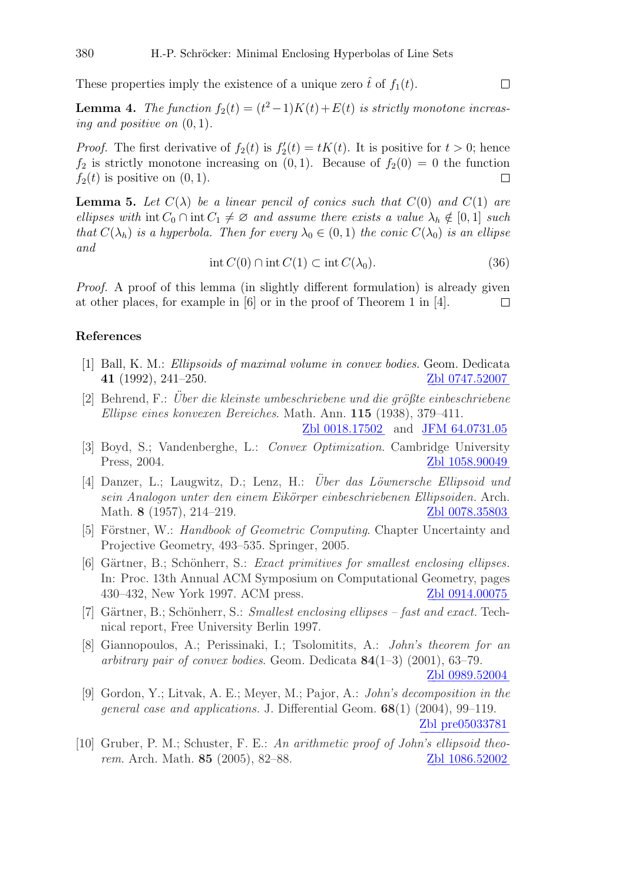These properties imply the existence of a unique zero $\hat{t}$ of $f_1(t)$. □

**Lemma 4.** *The function $f_2(t) = (t^2 - 1)K(t) + E(t)$ is strictly monotone increasing and positive on $(0, 1)$.*

*Proof.* The first derivative of $f_2(t)$ is $f_2'(t) = tK(t)$. It is positive for $t > 0$; hence $f_2$ is strictly monotone increasing on $(0, 1)$. Because of $f_2(0) = 0$ the function $f_2(t)$ is positive on $(0, 1)$. □

**Lemma 5.** *Let $C(\lambda)$ be a linear pencil of conics such that $C(0)$ and $C(1)$ are ellipses with $\operatorname{int} C_0 \cap \operatorname{int} C_1 \neq \varnothing$ and assume there exists a value $\lambda_h \notin [0, 1]$ such that $C(\lambda_h)$ is a hyperbola. Then for every $\lambda_0 \in (0, 1)$ the conic $C(\lambda_0)$ is an ellipse and*

$$\operatorname{int} C(0) \cap \operatorname{int} C(1) \subset \operatorname{int} C(\lambda_0). \tag{36}$$

*Proof.* A proof of this lemma (in slightly different formulation) is already given at other places, for example in [6] or in the proof of Theorem 1 in [4]. □

## References

[1] Ball, K. M.: *Ellipsoids of maximal volume in convex bodies*. Geom. Dedicata **41** (1992), 241–250. Zbl 0747.52007

[2] Behrend, F.: *Über die kleinste umbeschriebene und die größte einbeschriebene Ellipse eines konvexen Bereiches*. Math. Ann. **115** (1938), 379–411. Zbl 0018.17502 and JFM 64.0731.05

[3] Boyd, S.; Vandenberghe, L.: *Convex Optimization*. Cambridge University Press, 2004. Zbl 1058.90049

[4] Danzer, L.; Laugwitz, D.; Lenz, H.: *Über das Löwnersche Ellipsoid und sein Analogon unter den einem Eikörper einbeschriebenen Ellipsoiden.* Arch. Math. **8** (1957), 214–219. Zbl 0078.35803

[5] Förstner, W.: *Handbook of Geometric Computing*. Chapter Uncertainty and Projective Geometry, 493–535. Springer, 2005.

[6] Gärtner, B.; Schönherr, S.: *Exact primitives for smallest enclosing ellipses.* In: Proc. 13th Annual ACM Symposium on Computational Geometry, pages 430–432, New York 1997. ACM press. Zbl 0914.00075

[7] Gärtner, B.; Schönherr, S.: *Smallest enclosing ellipses – fast and exact.* Technical report, Free University Berlin 1997.

[8] Giannopoulos, A.; Perissinaki, I.; Tsolomitits, A.: *John's theorem for an arbitrary pair of convex bodies*. Geom. Dedicata **84**(1–3) (2001), 63–79. Zbl 0989.52004

[9] Gordon, Y.; Litvak, A. E.; Meyer, M.; Pajor, A.: *John's decomposition in the general case and applications.* J. Differential Geom. **68**(1) (2004), 99–119. Zbl pre05033781

[10] Gruber, P. M.; Schuster, F. E.: *An arithmetic proof of John's ellipsoid theorem.* Arch. Math. **85** (2005), 82–88. Zbl 1086.52002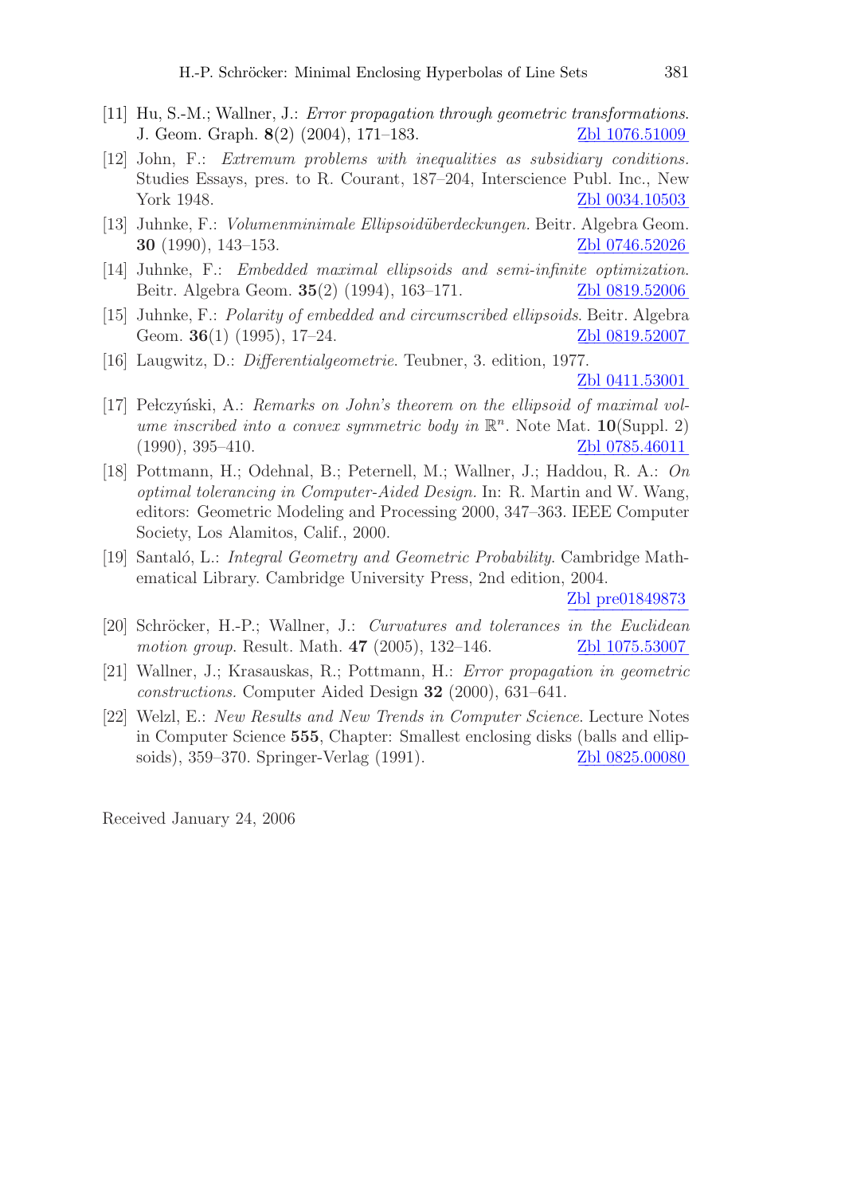[11] Hu, S.-M.; Wallner, J.: *Error propagation through geometric transformations*. J. Geom. Graph. **8**(2) (2004), 171–183. Zbl 1076.51009

[12] John, F.: *Extremum problems with inequalities as subsidiary conditions.* Studies Essays, pres. to R. Courant, 187–204, Interscience Publ. Inc., New York 1948. Zbl 0034.10503

[13] Juhnke, F.: *Volumenminimale Ellipsoidüberdeckungen.* Beitr. Algebra Geom. **30** (1990), 143–153. Zbl 0746.52026

[14] Juhnke, F.: *Embedded maximal ellipsoids and semi-infinite optimization.* Beitr. Algebra Geom. **35**(2) (1994), 163–171. Zbl 0819.52006

[15] Juhnke, F.: *Polarity of embedded and circumscribed ellipsoids*. Beitr. Algebra Geom. **36**(1) (1995), 17–24. Zbl 0819.52007

[16] Laugwitz, D.: *Differentialgeometrie*. Teubner, 3. edition, 1977. Zbl 0411.53001

[17] Pełczyński, A.: *Remarks on John's theorem on the ellipsoid of maximal volume inscribed into a convex symmetric body in* $\mathbb{R}^n$. Note Mat. **10**(Suppl. 2) (1990), 395–410. Zbl 0785.46011

[18] Pottmann, H.; Odehnal, B.; Peternell, M.; Wallner, J.; Haddou, R. A.: *On optimal tolerancing in Computer-Aided Design.* In: R. Martin and W. Wang, editors: Geometric Modeling and Processing 2000, 347–363. IEEE Computer Society, Los Alamitos, Calif., 2000.

[19] Santaló, L.: *Integral Geometry and Geometric Probability.* Cambridge Mathematical Library. Cambridge University Press, 2nd edition, 2004. Zbl pre01849873

[20] Schröcker, H.-P.; Wallner, J.: *Curvatures and tolerances in the Euclidean motion group.* Result. Math. **47** (2005), 132–146. Zbl 1075.53007

[21] Wallner, J.; Krasauskas, R.; Pottmann, H.: *Error propagation in geometric constructions.* Computer Aided Design **32** (2000), 631–641.

[22] Welzl, E.: *New Results and New Trends in Computer Science.* Lecture Notes in Computer Science **555**, Chapter: Smallest enclosing disks (balls and ellipsoids), 359–370. Springer-Verlag (1991). Zbl 0825.00080

Received January 24, 2006